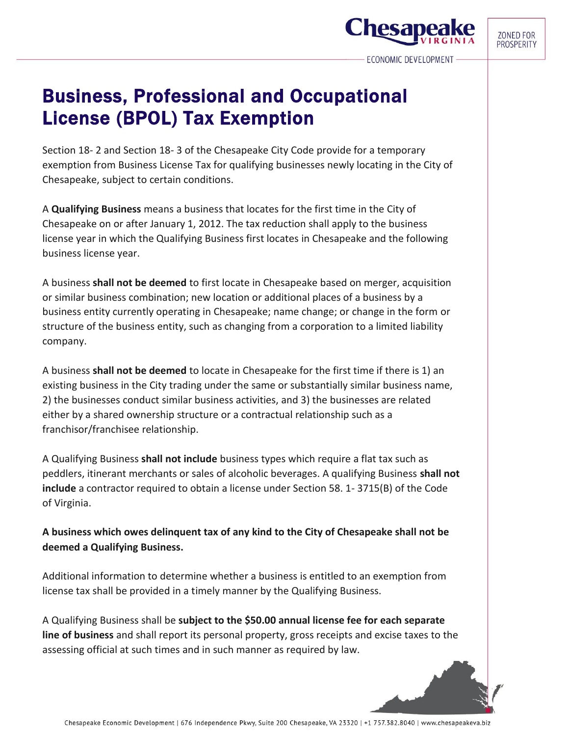# Business, Professional and Occupational License (BPOL) Tax Exemption

Section 18- 2 and Section 18- 3 of the Chesapeake City Code provide for a temporary exemption from Business License Tax for qualifying businesses newly locating in the City of Chesapeake, subject to certain conditions.

A **Qualifying Business** means a business that locates for the first time in the City of Chesapeake on or after January 1, 2012. The tax reduction shall apply to the business license year in which the Qualifying Business first locates in Chesapeake and the following business license year.

A business **shall not be deemed** to first locate in Chesapeake based on merger, acquisition or similar business combination; new location or additional places of a business by a business entity currently operating in Chesapeake; name change; or change in the form or structure of the business entity, such as changing from a corporation to a limited liability company.

A business **shall not be deemed** to locate in Chesapeake for the first time if there is 1) an existing business in the City trading under the same or substantially similar business name, 2) the businesses conduct similar business activities, and 3) the businesses are related either by a shared ownership structure or a contractual relationship such as a franchisor/franchisee relationship.

A Qualifying Business **shall not include** business types which require a flat tax such as peddlers, itinerant merchants or sales of alcoholic beverages. A qualifying Business **shall not include** a contractor required to obtain a license under Section 58. 1- 3715(B) of the Code of Virginia.

**A business which owes delinquent tax of any kind to the City of Chesapeake shall not be deemed a Qualifying Business.**

Additional information to determine whether a business is entitled to an exemption from license tax shall be provided in a timely manner by the Qualifying Business.

A Qualifying Business shall be **subject to the $50.00 annual license fee for each separate line of business** and shall report its personal property, gross receipts and excise taxes to the assessing official at such times and in such manner as required by law.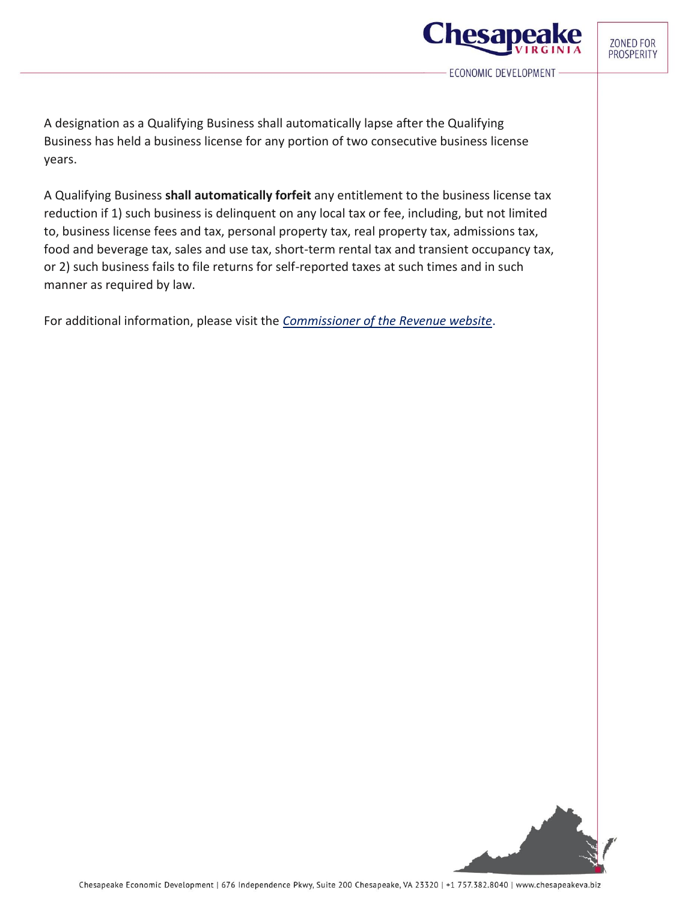A designation as a Qualifying Business shall automatically lapse after the Qualifying Business has held a business license for any portion of two consecutive business license years.

A Qualifying Business **shall automatically forfeit** any entitlement to the business license tax reduction if 1) such business is delinquent on any local tax or fee, including, but not limited to, business license fees and tax, personal property tax, real property tax, admissions tax, food and beverage tax, sales and use tax, short-term rental tax and transient occupancy tax, or 2) such business fails to file returns for self-reported taxes at such times and in such manner as required by law.

For additional information, please visit the *Commissioner of the Revenue website*.